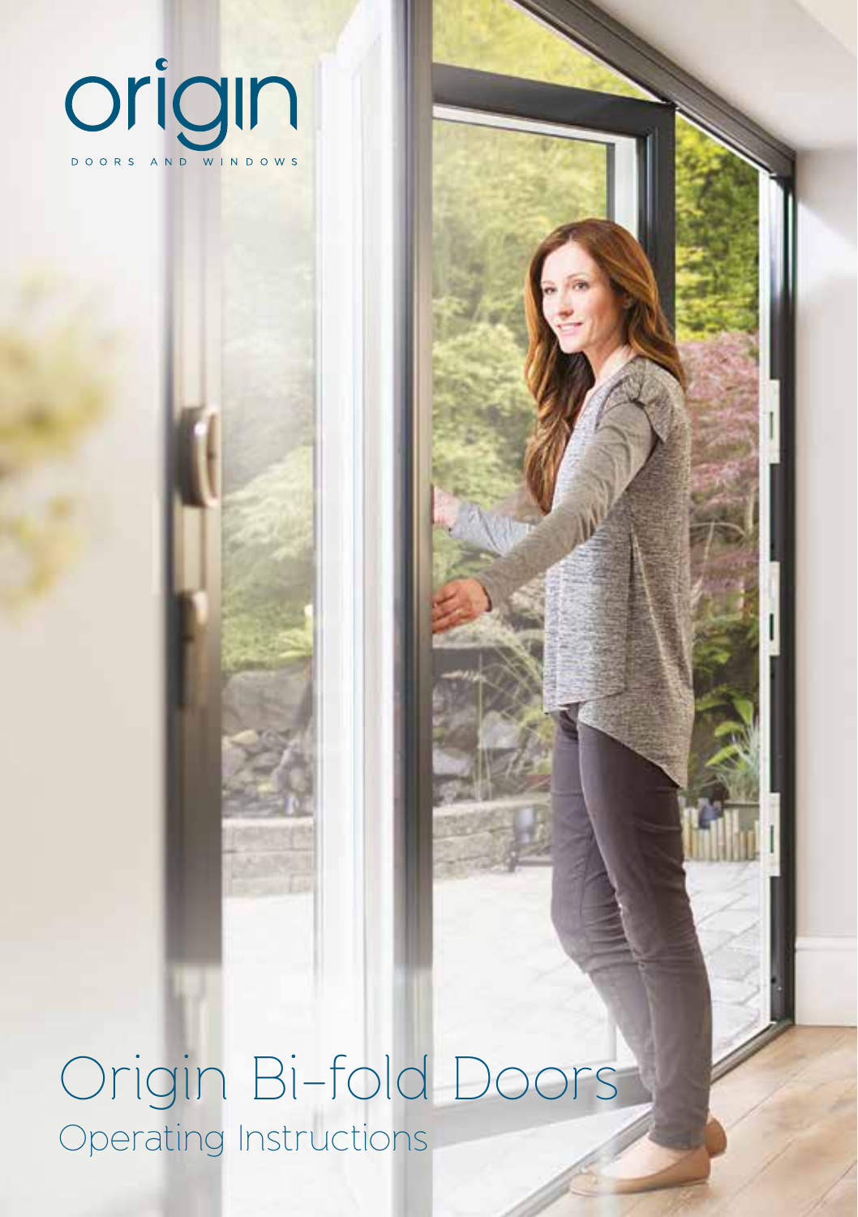origin

DOORS AND WINDOWS

# Origin Bi-fold Doors

## Operating Instructions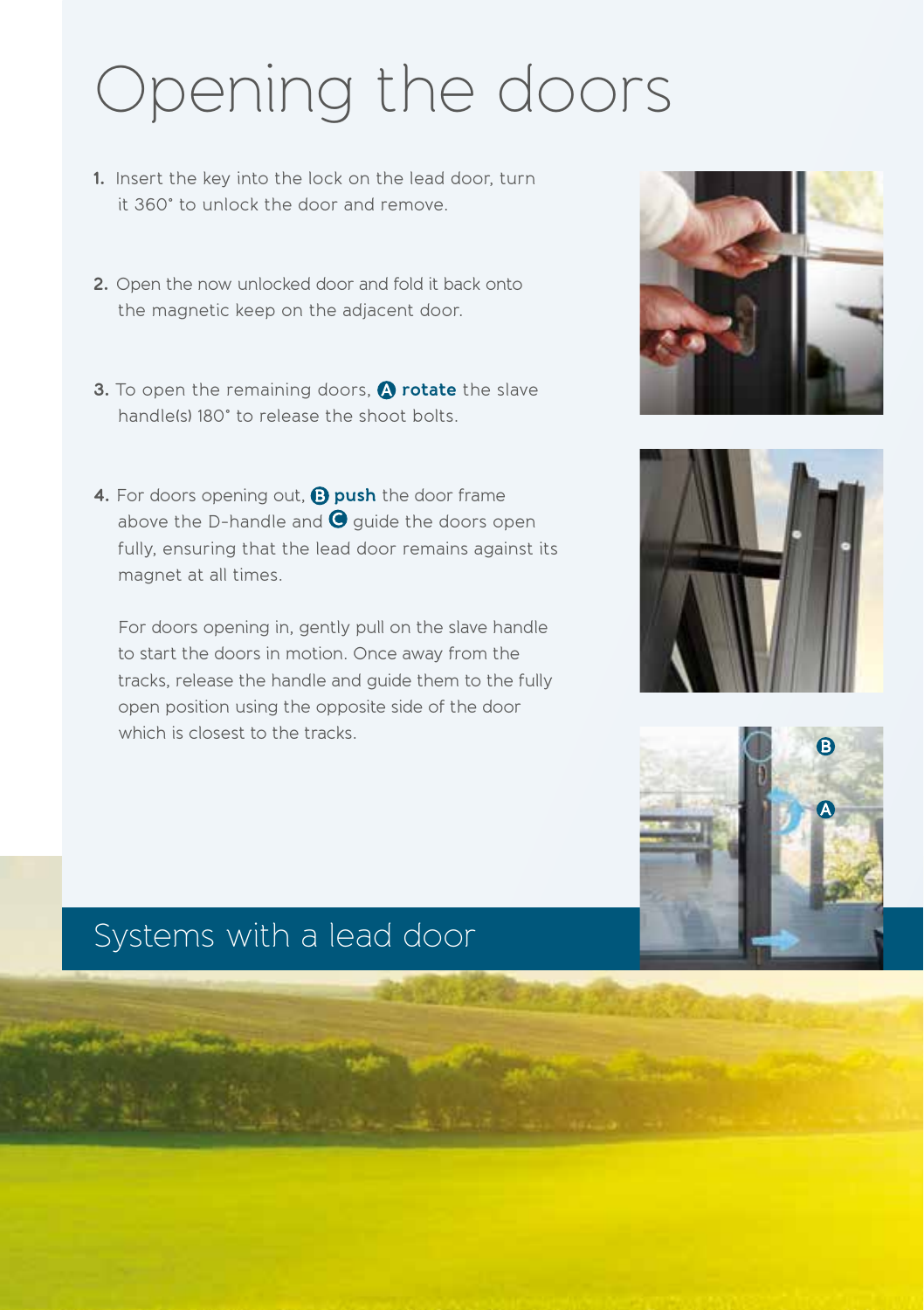# Opening the doors

1. Insert the key into the lock on the lead door, turn it 360° to unlock the door and remove.

2. Open the now unlocked door and fold it back onto the magnetic keep on the adjacent door.

3. To open the remaining doors, **A** **rotate** the slave handle(s) 180° to release the shoot bolts.

4. For doors opening out, **B** **push** the door frame above the D-handle and **C** guide the doors open fully, ensuring that the lead door remains against its magnet at all times.

   For doors opening in, gently pull on the slave handle to start the doors in motion. Once away from the tracks, release the handle and guide them to the fully open position using the opposite side of the door which is closest to the tracks.

## Systems with a lead door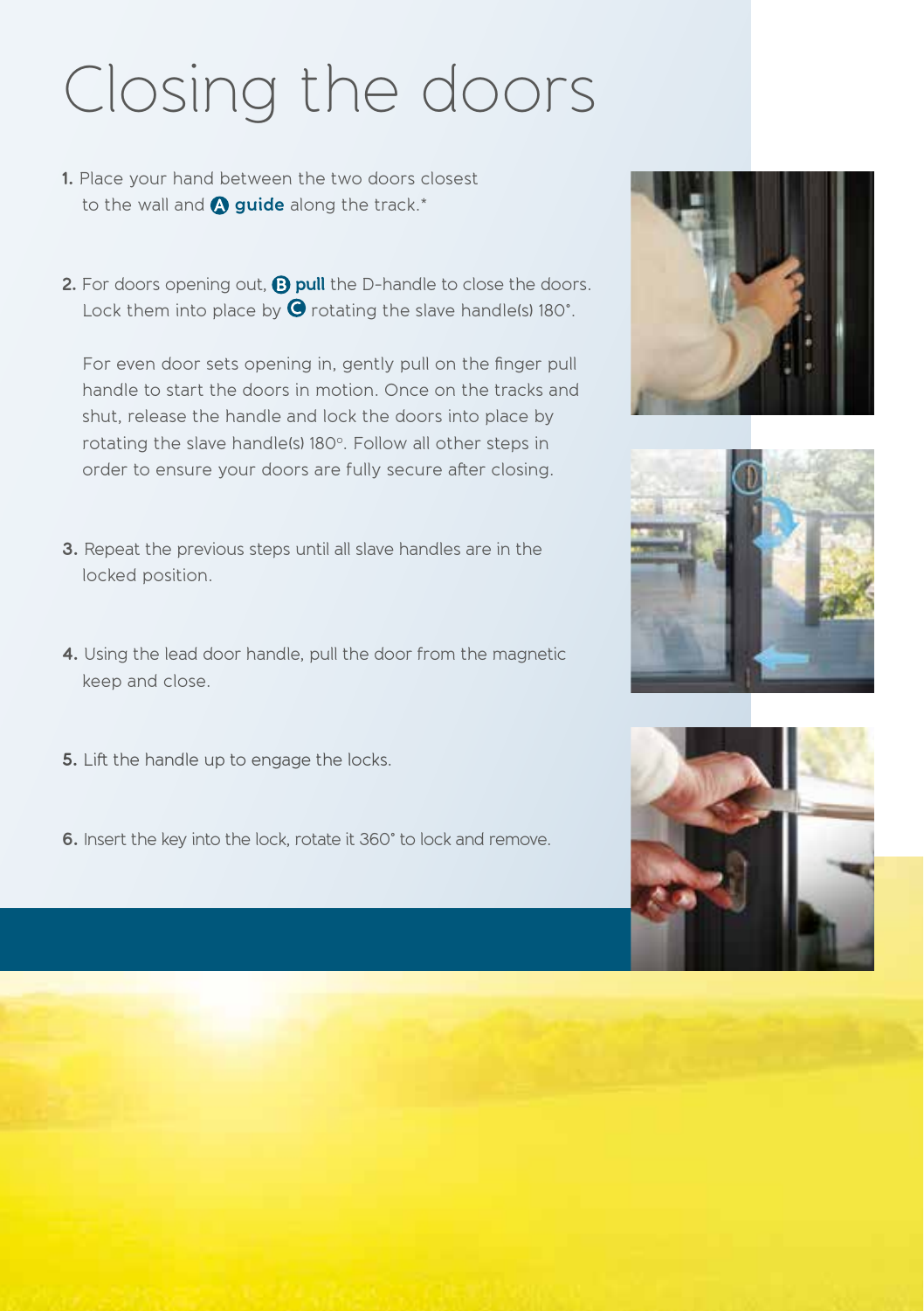# Closing the doors

1. Place your hand between the two doors closest to the wall and **A** **guide** along the track.*

2. For doors opening out, **B** **pull** the D-handle to close the doors. Lock them into place by **C** rotating the slave handle(s) 180°.

   For even door sets opening in, gently pull on the finger pull handle to start the doors in motion. Once on the tracks and shut, release the handle and lock the doors into place by rotating the slave handle(s) 180º. Follow all other steps in order to ensure your doors are fully secure after closing.

3. Repeat the previous steps until all slave handles are in the locked position.

4. Using the lead door handle, pull the door from the magnetic keep and close.

5. Lift the handle up to engage the locks.

6. Insert the key into the lock, rotate it 360° to lock and remove.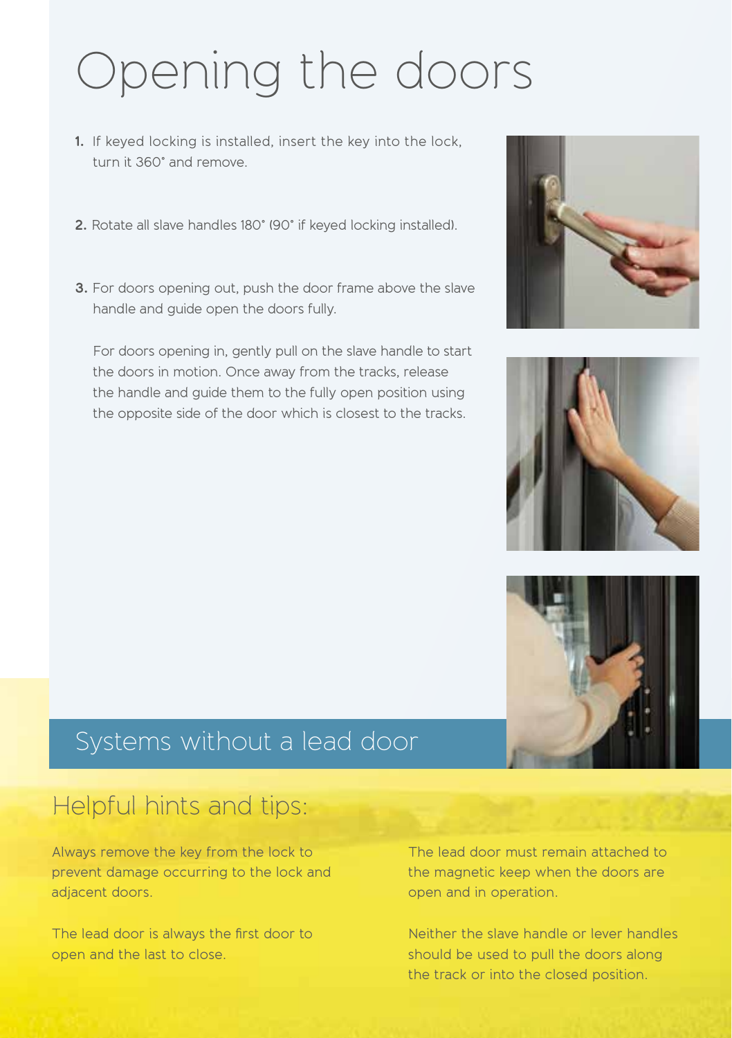# Opening the doors

1. If keyed locking is installed, insert the key into the lock, turn it 360° and remove.
2. Rotate all slave handles 180° (90° if keyed locking installed).
3. For doors opening out, push the door frame above the slave handle and guide open the doors fully.

   For doors opening in, gently pull on the slave handle to start the doors in motion. Once away from the tracks, release the handle and guide them to the fully open position using the opposite side of the door which is closest to the tracks.

## Systems without a lead door

## Helpful hints and tips:

Always remove the key from the lock to prevent damage occurring to the lock and adjacent doors.

The lead door is always the first door to open and the last to close.

The lead door must remain attached to the magnetic keep when the doors are open and in operation.

Neither the slave handle or lever handles should be used to pull the doors along the track or into the closed position.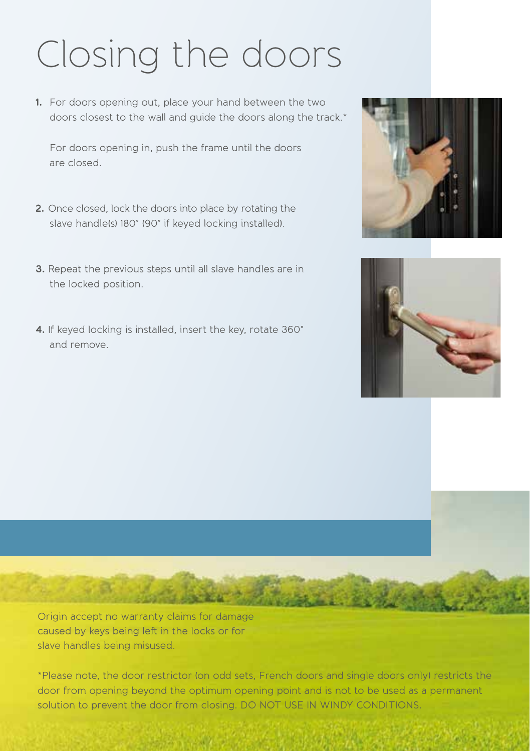# Closing the doors

1. For doors opening out, place your hand between the two doors closest to the wall and guide the doors along the track.*

   For doors opening in, push the frame until the doors are closed.

2. Once closed, lock the doors into place by rotating the slave handle(s) 180° (90° if keyed locking installed).

3. Repeat the previous steps until all slave handles are in the locked position.

4. If keyed locking is installed, insert the key, rotate 360° and remove.

Origin accept no warranty claims for damage caused by keys being left in the locks or for slave handles being misused.

*Please note, the door restrictor (on odd sets, French doors and single doors only) restricts the door from opening beyond the optimum opening point and is not to be used as a permanent solution to prevent the door from closing. DO NOT USE IN WINDY CONDITIONS.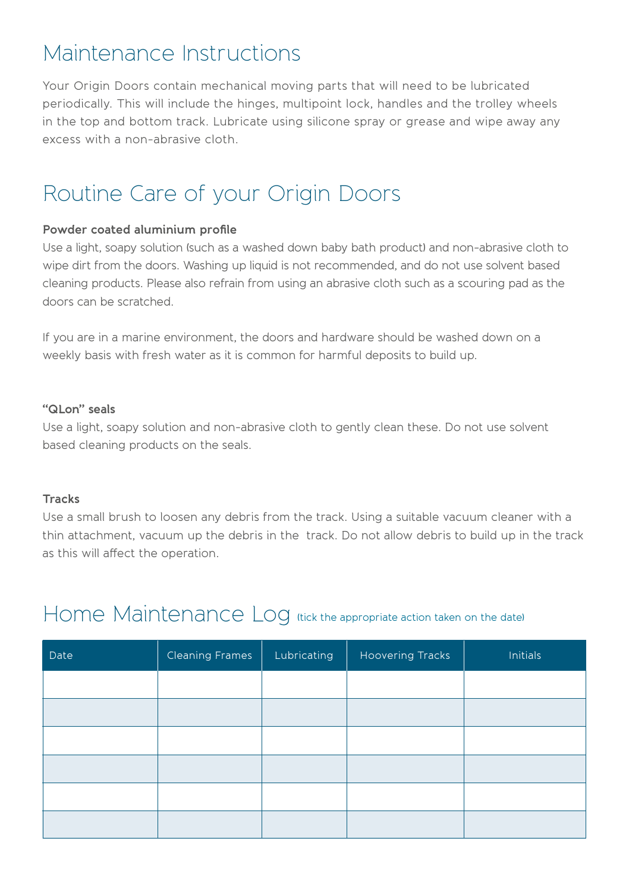# Maintenance Instructions

Your Origin Doors contain mechanical moving parts that will need to be lubricated periodically. This will include the hinges, multipoint lock, handles and the trolley wheels in the top and bottom track. Lubricate using silicone spray or grease and wipe away any excess with a non-abrasive cloth.

# Routine Care of your Origin Doors

**Powder coated aluminium profile**

Use a light, soapy solution (such as a washed down baby bath product) and non-abrasive cloth to wipe dirt from the doors. Washing up liquid is not recommended, and do not use solvent based cleaning products. Please also refrain from using an abrasive cloth such as a scouring pad as the doors can be scratched.

If you are in a marine environment, the doors and hardware should be washed down on a weekly basis with fresh water as it is common for harmful deposits to build up.

**"QLon" seals**

Use a light, soapy solution and non-abrasive cloth to gently clean these. Do not use solvent based cleaning products on the seals.

**Tracks**

Use a small brush to loosen any debris from the track. Using a suitable vacuum cleaner with a thin attachment, vacuum up the debris in the track. Do not allow debris to build up in the track as this will affect the operation.

# Home Maintenance Log (tick the appropriate action taken on the date)

| Date | Cleaning Frames | Lubricating | Hoovering Tracks | Initials |
|---|---|---|---|---|
| | | | | |
| | | | | |
| | | | | |
| | | | | |
| | | | | |
| | | | | |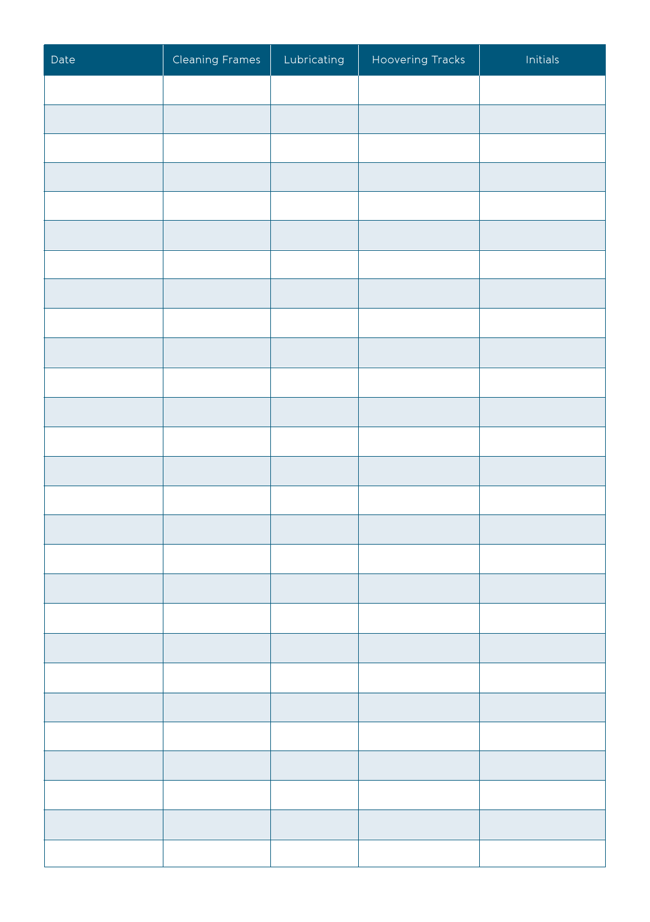| Date | Cleaning Frames | Lubricating | Hoovering Tracks | Initials |
|---|---|---|---|---|
| | | | | |
| | | | | |
| | | | | |
| | | | | |
| | | | | |
| | | | | |
| | | | | |
| | | | | |
| | | | | |
| | | | | |
| | | | | |
| | | | | |
| | | | | |
| | | | | |
| | | | | |
| | | | | |
| | | | | |
| | | | | |
| | | | | |
| | | | | |
| | | | | |
| | | | | |
| | | | | |
| | | | | |
| | | | | |
| | | | | |
| | | | | |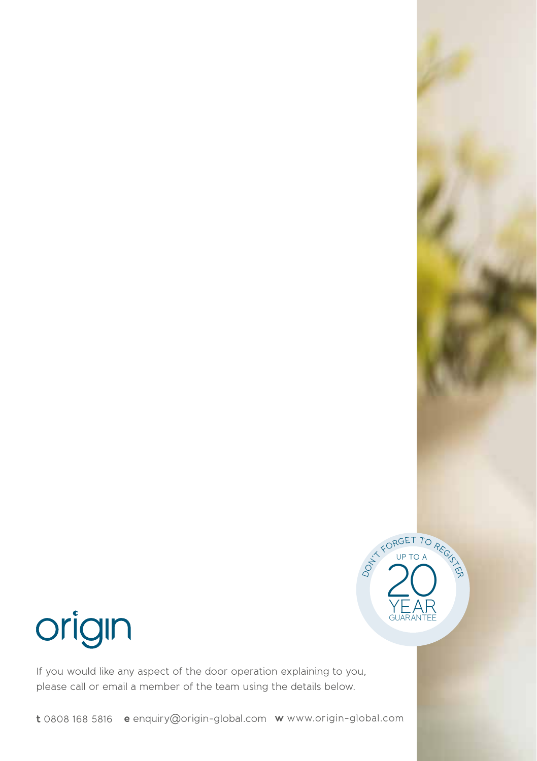DON'T FORGET TO REGISTER

UP TO A

20

YEAR

GUARANTEE

origin

If you would like any aspect of the door operation explaining to you, please call or email a member of the team using the details below.

**t** 0808 168 5816 **e** enquiry@origin-global.com **w** www.origin-global.com